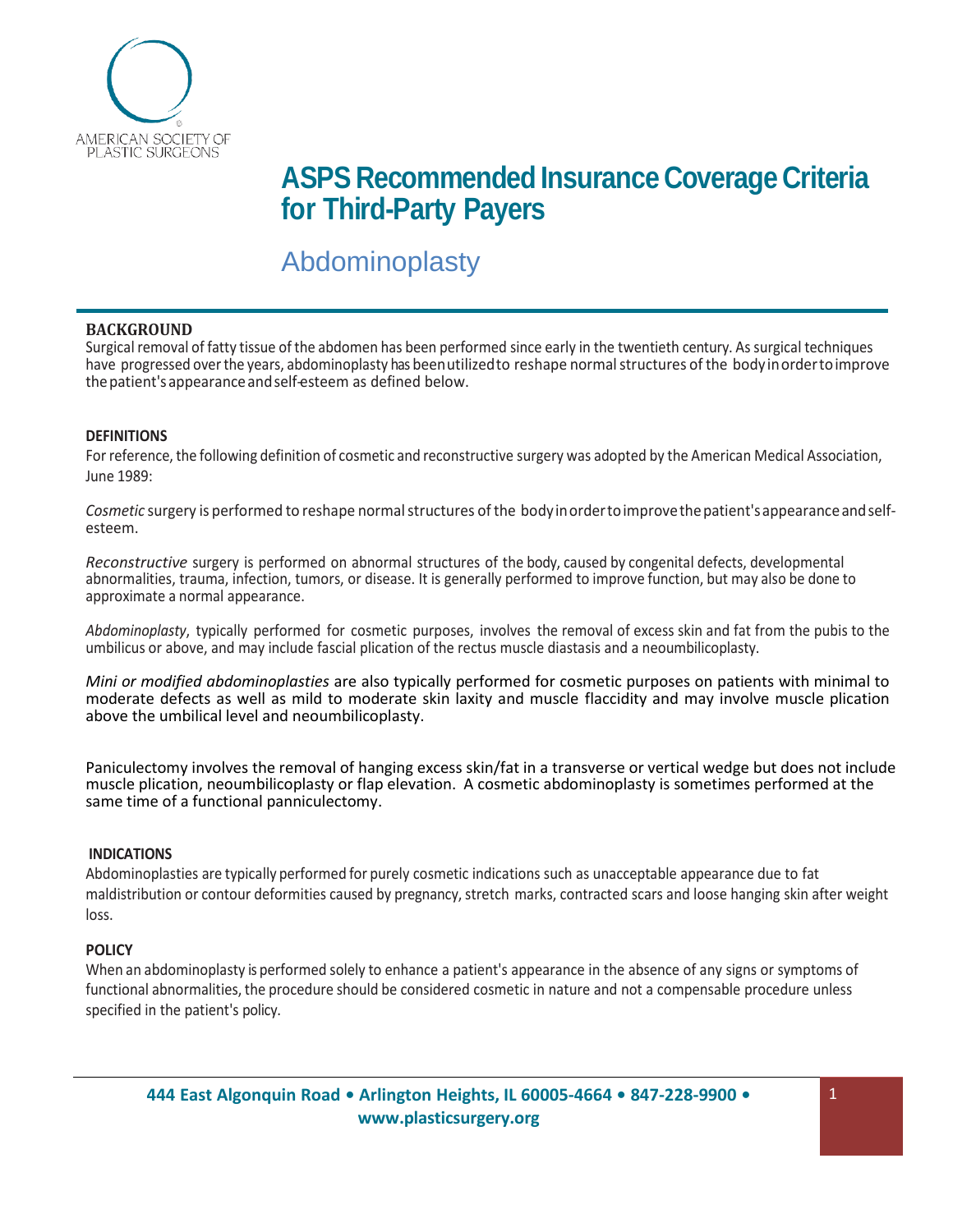AMERICAN SOCIETY OF PLASTIC SURGEONS

# ASPS Recommended Insurance Coverage Criteria for Third-Party Payers

## Abdominoplasty

### BACKGROUND

Surgical removal of fatty tissue of the abdomen has been performed since early in the twentieth century. As surgical techniques have progressed over the years, abdominoplasty has been utilized to reshape normal structures of the body in order to improve the patient's appearance and self-esteem as defined below.

### DEFINITIONS

For reference, the following definition of cosmetic and reconstructive surgery was adopted by the American Medical Association, June 1989:

*Cosmetic* surgery is performed to reshape normal structures of the body in order to improve the patient's appearance and self-esteem.

*Reconstructive* surgery is performed on abnormal structures of the body, caused by congenital defects, developmental abnormalities, trauma, infection, tumors, or disease. It is generally performed to improve function, but may also be done to approximate a normal appearance.

*Abdominoplasty*, typically performed for cosmetic purposes, involves the removal of excess skin and fat from the pubis to the umbilicus or above, and may include fascial plication of the rectus muscle diastasis and a neoumbilicoplasty.

*Mini or modified abdominoplasties* are also typically performed for cosmetic purposes on patients with minimal to moderate defects as well as mild to moderate skin laxity and muscle flaccidity and may involve muscle plication above the umbilical level and neoumbilicoplasty.

Paniculectomy involves the removal of hanging excess skin/fat in a transverse or vertical wedge but does not include muscle plication, neoumbilicoplasty or flap elevation. A cosmetic abdominoplasty is sometimes performed at the same time of a functional panniculectomy.

### INDICATIONS

Abdominoplasties are typically performed for purely cosmetic indications such as unacceptable appearance due to fat maldistribution or contour deformities caused by pregnancy, stretch marks, contracted scars and loose hanging skin after weight loss.

### POLICY

When an abdominoplasty is performed solely to enhance a patient's appearance in the absence of any signs or symptoms of functional abnormalities, the procedure should be considered cosmetic in nature and not a compensable procedure unless specified in the patient's policy.

**444 East Algonquin Road • Arlington Heights, IL 60005-4664 • 847-228-9900 • www.plasticsurgery.org**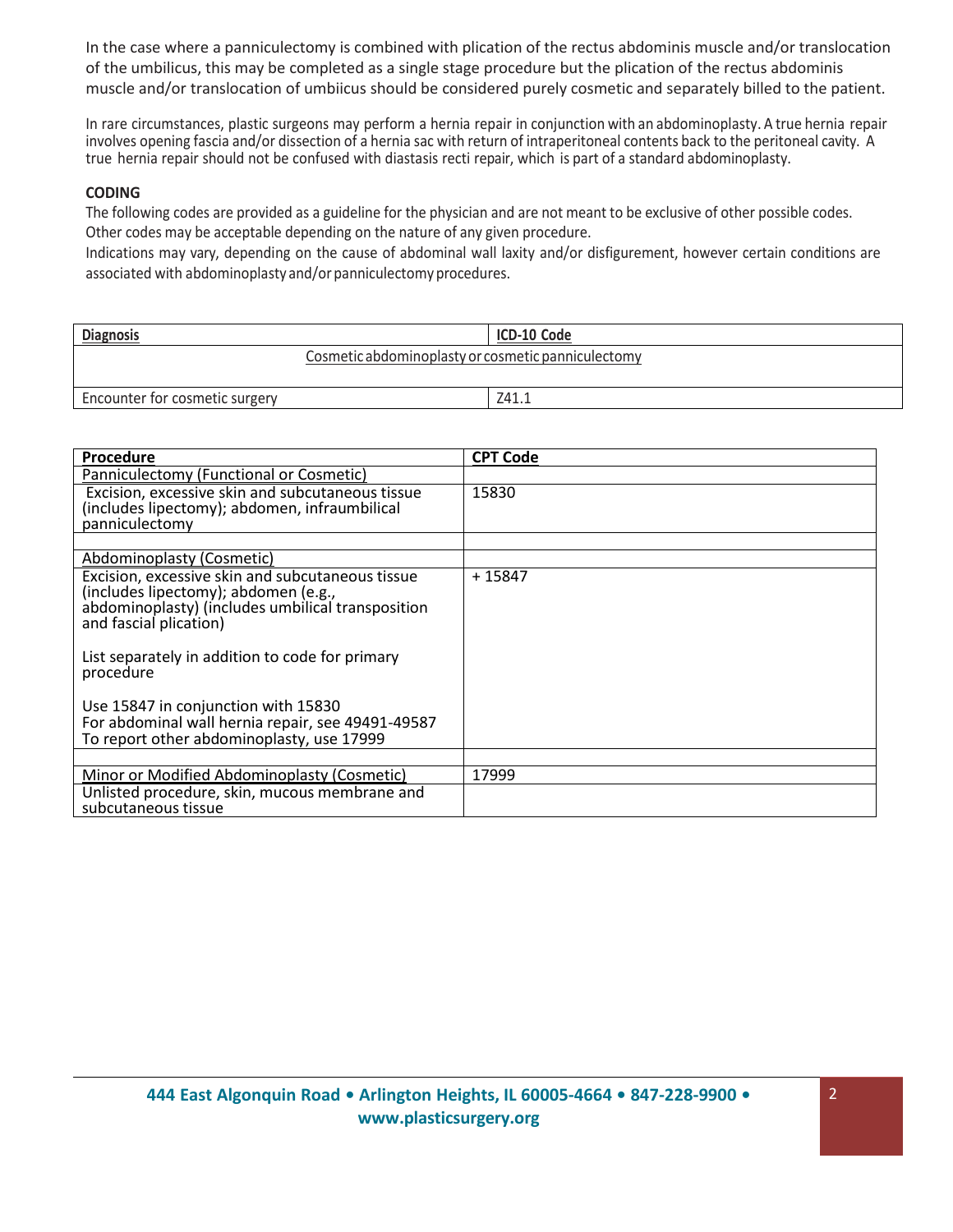In the case where a panniculectomy is combined with plication of the rectus abdominis muscle and/or translocation of the umbilicus, this may be completed as a single stage procedure but the plication of the rectus abdominis muscle and/or translocation of umbiicus should be considered purely cosmetic and separately billed to the patient.

In rare circumstances, plastic surgeons may perform a hernia repair in conjunction with an abdominoplasty. A true hernia repair involves opening fascia and/or dissection of a hernia sac with return of intraperitoneal contents back to the peritoneal cavity. A true hernia repair should not be confused with diastasis recti repair, which is part of a standard abdominoplasty.

**CODING**

The following codes are provided as a guideline for the physician and are not meant to be exclusive of other possible codes. Other codes may be acceptable depending on the nature of any given procedure.
Indications may vary, depending on the cause of abdominal wall laxity and/or disfigurement, however certain conditions are associated with abdominoplasty and/or panniculectomy procedures.

| Diagnosis | ICD-10 Code |
|---|---|
| Cosmetic abdominoplasty or cosmetic panniculectomy | |
| Encounter for cosmetic surgery | Z41.1 |

| Procedure | CPT Code |
|---|---|
| Panniculectomy (Functional or Cosmetic) | |
| Excision, excessive skin and subcutaneous tissue (includes lipectomy); abdomen, infraumbilical panniculectomy | 15830 |
| | |
| Abdominoplasty (Cosmetic) | |
| Excision, excessive skin and subcutaneous tissue (includes lipectomy); abdomen (e.g., abdominoplasty) (includes umbilical transposition and fascial plication)<br><br>List separately in addition to code for primary procedure<br><br>Use 15847 in conjunction with 15830<br>For abdominal wall hernia repair, see 49491-49587<br>To report other abdominoplasty, use 17999 | + 15847 |
| | |
| Minor or Modified Abdominoplasty (Cosmetic) | 17999 |
| Unlisted procedure, skin, mucous membrane and subcutaneous tissue | |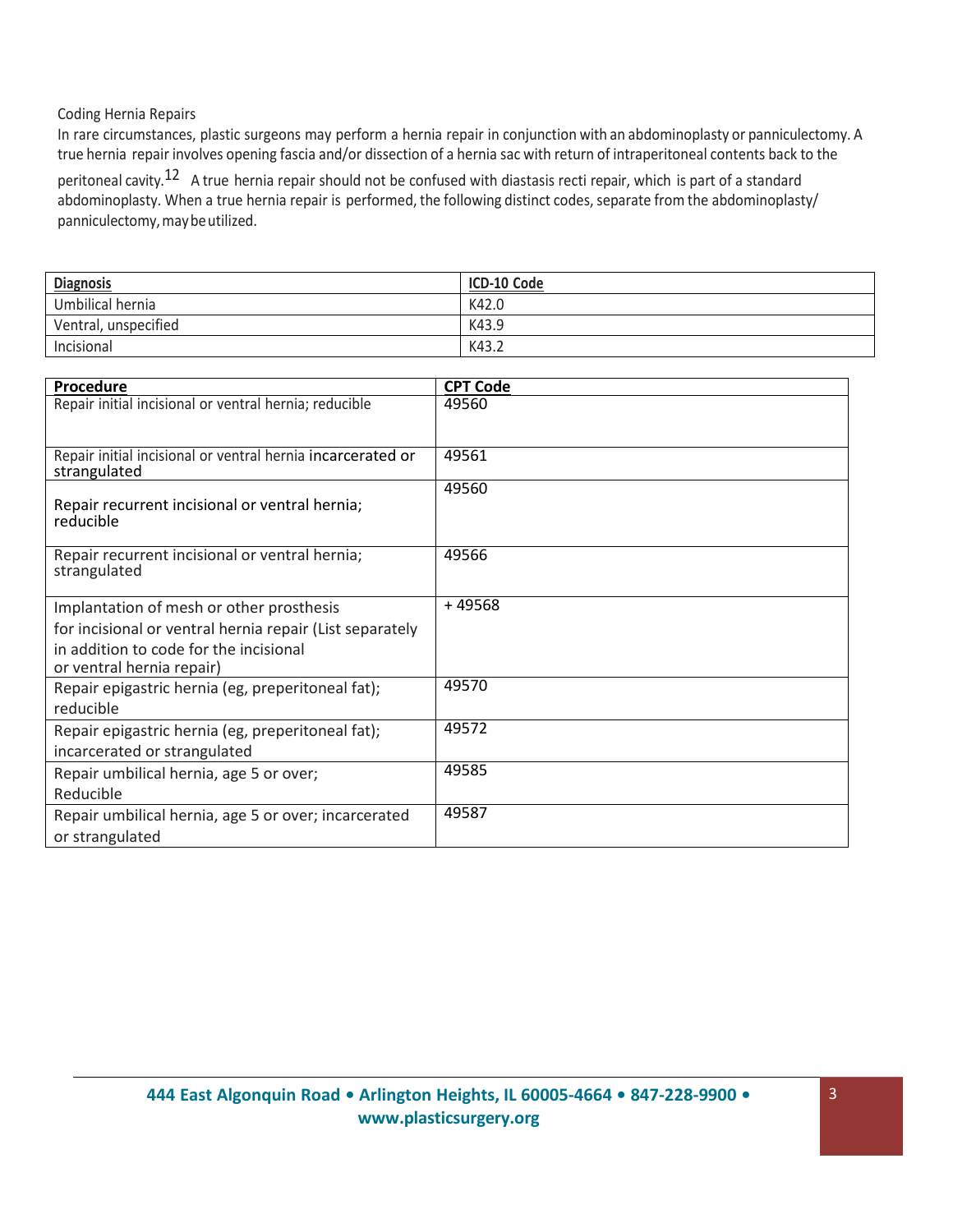Coding Hernia Repairs

In rare circumstances, plastic surgeons may perform a hernia repair in conjunction with an abdominoplasty or panniculectomy. A true hernia repair involves opening fascia and/or dissection of a hernia sac with return of intraperitoneal contents back to the peritoneal cavity.[12] A true hernia repair should not be confused with diastasis recti repair, which is part of a standard abdominoplasty. When a true hernia repair is performed, the following distinct codes, separate from the abdominoplasty/ panniculectomy, may be utilized.

| Diagnosis | ICD-10 Code |
| --- | --- |
| Umbilical hernia | K42.0 |
| Ventral, unspecified | K43.9 |
| Incisional | K43.2 |

| Procedure | CPT Code |
| --- | --- |
| Repair initial incisional or ventral hernia; reducible | 49560 |
| Repair initial incisional or ventral hernia incarcerated or strangulated | 49561 |
| Repair recurrent incisional or ventral hernia; reducible | 49560 |
| Repair recurrent incisional or ventral hernia; strangulated | 49566 |
| Implantation of mesh or other prosthesis for incisional or ventral hernia repair (List separately in addition to code for the incisional or ventral hernia repair) | + 49568 |
| Repair epigastric hernia (eg, preperitoneal fat); reducible | 49570 |
| Repair epigastric hernia (eg, preperitoneal fat); incarcerated or strangulated | 49572 |
| Repair umbilical hernia, age 5 or over; Reducible | 49585 |
| Repair umbilical hernia, age 5 or over; incarcerated or strangulated | 49587 |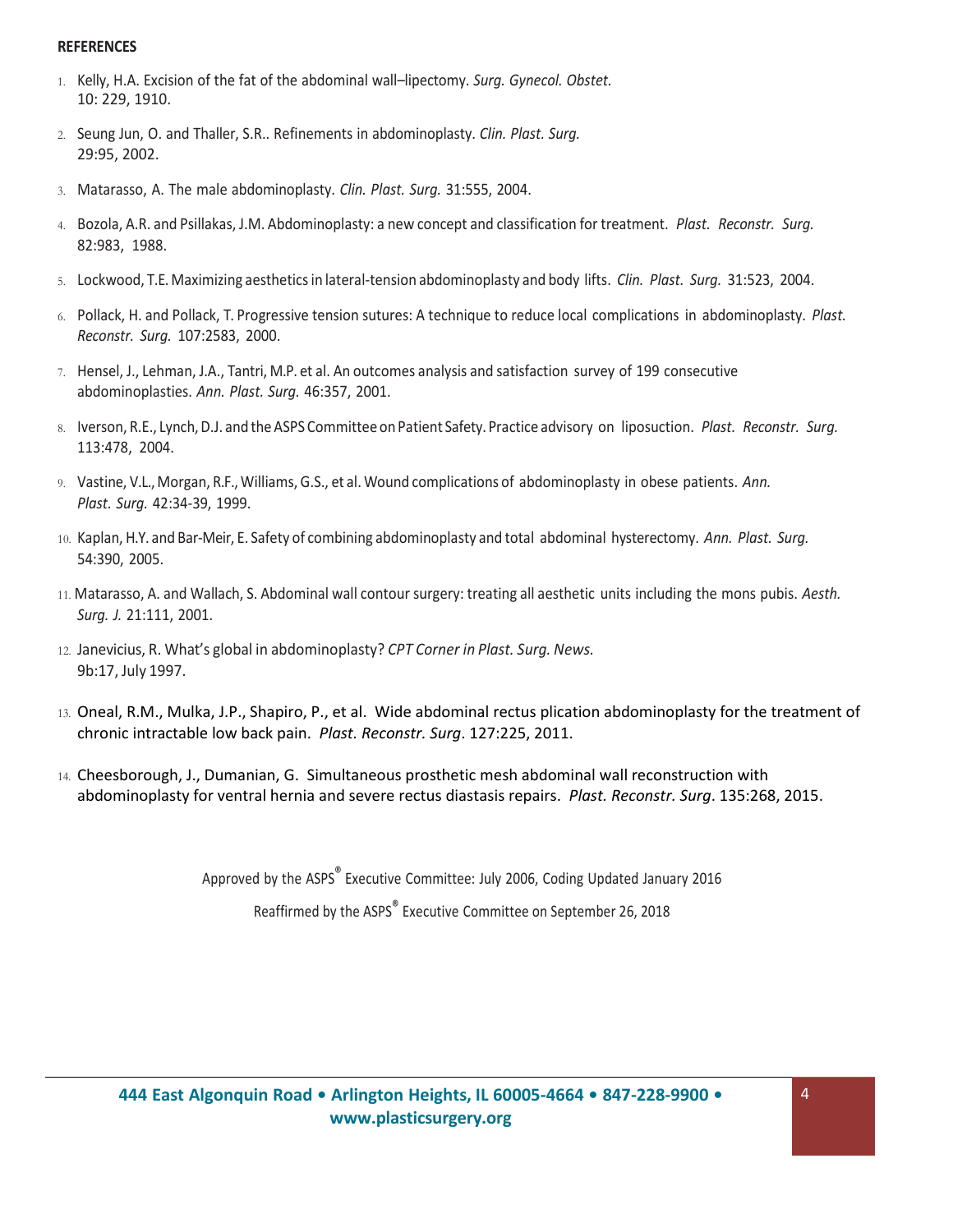**REFERENCES**

1. Kelly, H.A. Excision of the fat of the abdominal wall–lipectomy. *Surg. Gynecol. Obstet.* 10: 229, 1910.

2. Seung Jun, O. and Thaller, S.R.. Refinements in abdominoplasty. *Clin. Plast. Surg.* 29:95, 2002.

3. Matarasso, A. The male abdominoplasty. *Clin. Plast. Surg.* 31:555, 2004.

4. Bozola, A.R. and Psillakas, J.M. Abdominoplasty: a new concept and classification for treatment. *Plast. Reconstr. Surg.* 82:983, 1988.

5. Lockwood, T.E. Maximizing aesthetics in lateral-tension abdominoplasty and body lifts. *Clin. Plast. Surg.* 31:523, 2004.

6. Pollack, H. and Pollack, T. Progressive tension sutures: A technique to reduce local complications in abdominoplasty. *Plast. Reconstr. Surg.* 107:2583, 2000.

7. Hensel, J., Lehman, J.A., Tantri, M.P. et al. An outcomes analysis and satisfaction survey of 199 consecutive abdominoplasties. *Ann. Plast. Surg.* 46:357, 2001.

8. Iverson, R.E., Lynch, D.J. and the ASPS Committee on Patient Safety. Practice advisory on liposuction. *Plast. Reconstr. Surg.* 113:478, 2004.

9. Vastine, V.L., Morgan, R.F., Williams, G.S., et al. Wound complications of abdominoplasty in obese patients. *Ann. Plast. Surg.* 42:34-39, 1999.

10. Kaplan, H.Y. and Bar-Meir, E. Safety of combining abdominoplasty and total abdominal hysterectomy. *Ann. Plast. Surg.* 54:390, 2005.

11. Matarasso, A. and Wallach, S. Abdominal wall contour surgery: treating all aesthetic units including the mons pubis. *Aesth. Surg. J.* 21:111, 2001.

12. Janevicius, R. What's global in abdominoplasty? *CPT Corner in Plast. Surg. News.* 9b:17, July 1997.

13. Oneal, R.M., Mulka, J.P., Shapiro, P., et al. Wide abdominal rectus plication abdominoplasty for the treatment of chronic intractable low back pain. *Plast. Reconstr. Surg*. 127:225, 2011.

14. Cheesborough, J., Dumanian, G. Simultaneous prosthetic mesh abdominal wall reconstruction with abdominoplasty for ventral hernia and severe rectus diastasis repairs. *Plast. Reconstr. Surg*. 135:268, 2015.

Approved by the ASPS® Executive Committee: July 2006, Coding Updated January 2016

Reaffirmed by the ASPS® Executive Committee on September 26, 2018

**444 East Algonquin Road • Arlington Heights, IL 60005-4664 • 847-228-9900 • www.plasticsurgery.org**